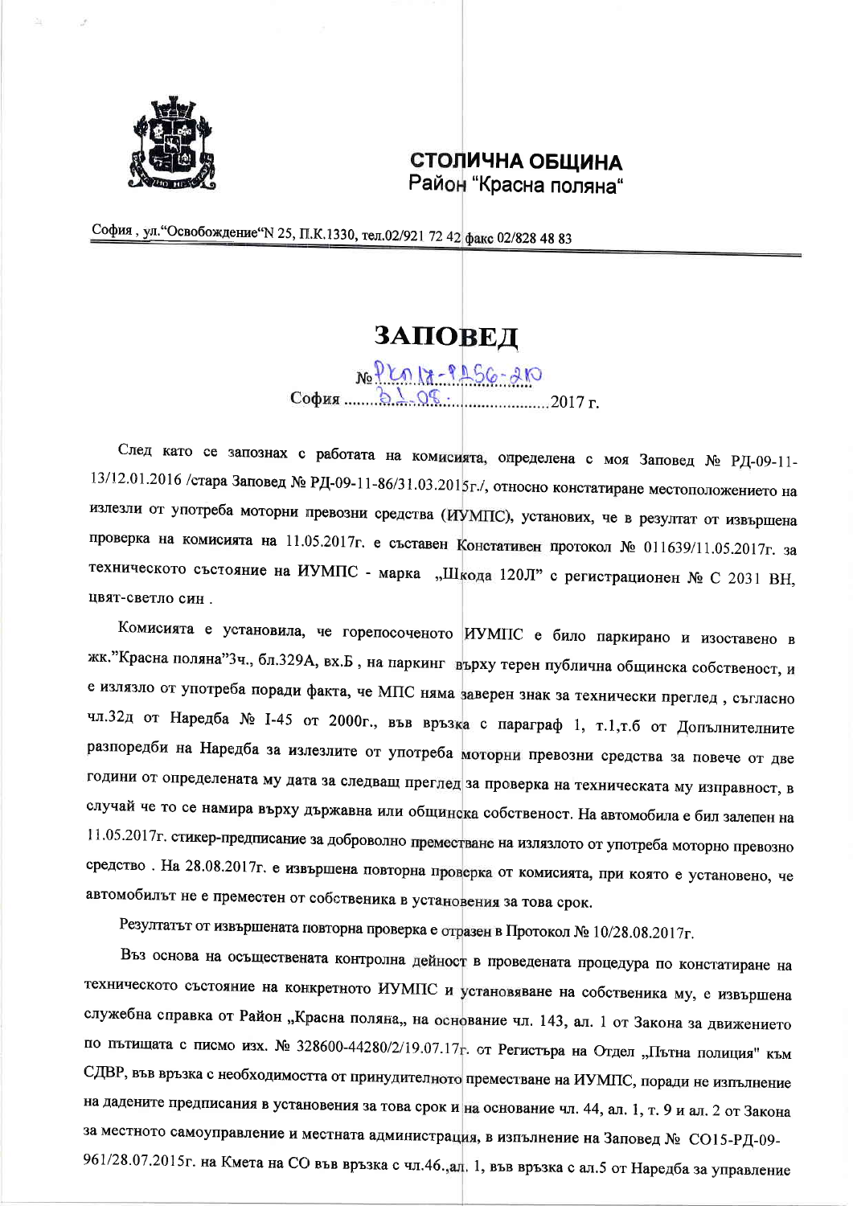**СТОЛИЧНА ОБЩИНА**
Район "Красна поляна"

София , ул."Освобождение"N 25, П.К.1330, тел.02/921 72 42 факс 02/828 48 83

# ЗАПОВЕД

№ РКП17-РД56-210

София ........21.08..................2017 г.

След като се запознах с работата на комисията, определена с моя Заповед № РД-09-11-13/12.01.2016 /стара Заповед № РД-09-11-86/31.03.2015г./, относно констатиране местоположението на излезли от употреба моторни превозни средства (ИУМПС), установих, че в резултат от извършена проверка на комисията на 11.05.2017г. е съставен Констативен протокол № 011639/11.05.2017г. за техническото състояние на ИУМПС - марка „Шкода 120Л" с регистрационен № С 2031 ВН, цвят-светло син .

Комисията е установила, че горепосоченото ИУМПС е било паркирано и изоставено в жк."Красна поляна"3ч., бл.329А, вх.Б , на паркинг върху терен публична общинска собственост, и е излязло от употреба поради факта, че МПС няма заверен знак за технически преглед , съгласно чл.32д от Наредба № I-45 от 2000г., във връзка с параграф 1, т.1,т.б от Допълнителните разпоредби на Наредба за излезлите от употреба моторни превозни средства за повече от две години от определената му дата за следващ преглед за проверка на техническата му изправност, в случай че то се намира върху държавна или общинска собственост. На автомобила е бил залепен на 11.05.2017г. стикер-предписание за доброволно преместване на излязлото от употреба моторно превозно средство . На 28.08.2017г. е извършена повторна проверка от комисията, при която е установено, че автомобилът не е преместен от собственика в установения за това срок.

Резултатът от извършената повторна проверка е отразен в Протокол № 10/28.08.2017г.

Въз основа на осъществената контролна дейност в проведената процедура по констатиране на техническото състояние на конкретното ИУМПС и установяване на собственика му, е извършена служебна справка от Район „Красна поляна„ на основание чл. 143, ал. 1 от Закона за движението по пътищата с писмо изх. № 328600-44280/2/19.07.17г. от Регистъра на Отдел „Пътна полиция" към СДВР, във връзка с необходимостта от принудителното преместване на ИУМПС, поради не изпълнение на дадените предписания в установения за това срок и на основание чл. 44, ал. 1, т. 9 и ал. 2 от Закона за местното самоуправление и местната администрация, в изпълнение на Заповед № СО15-РД-09-961/28.07.2015г. на Кмета на СО във връзка с чл.46.,ал. 1, във връзка с ал.5 от Наредба за управление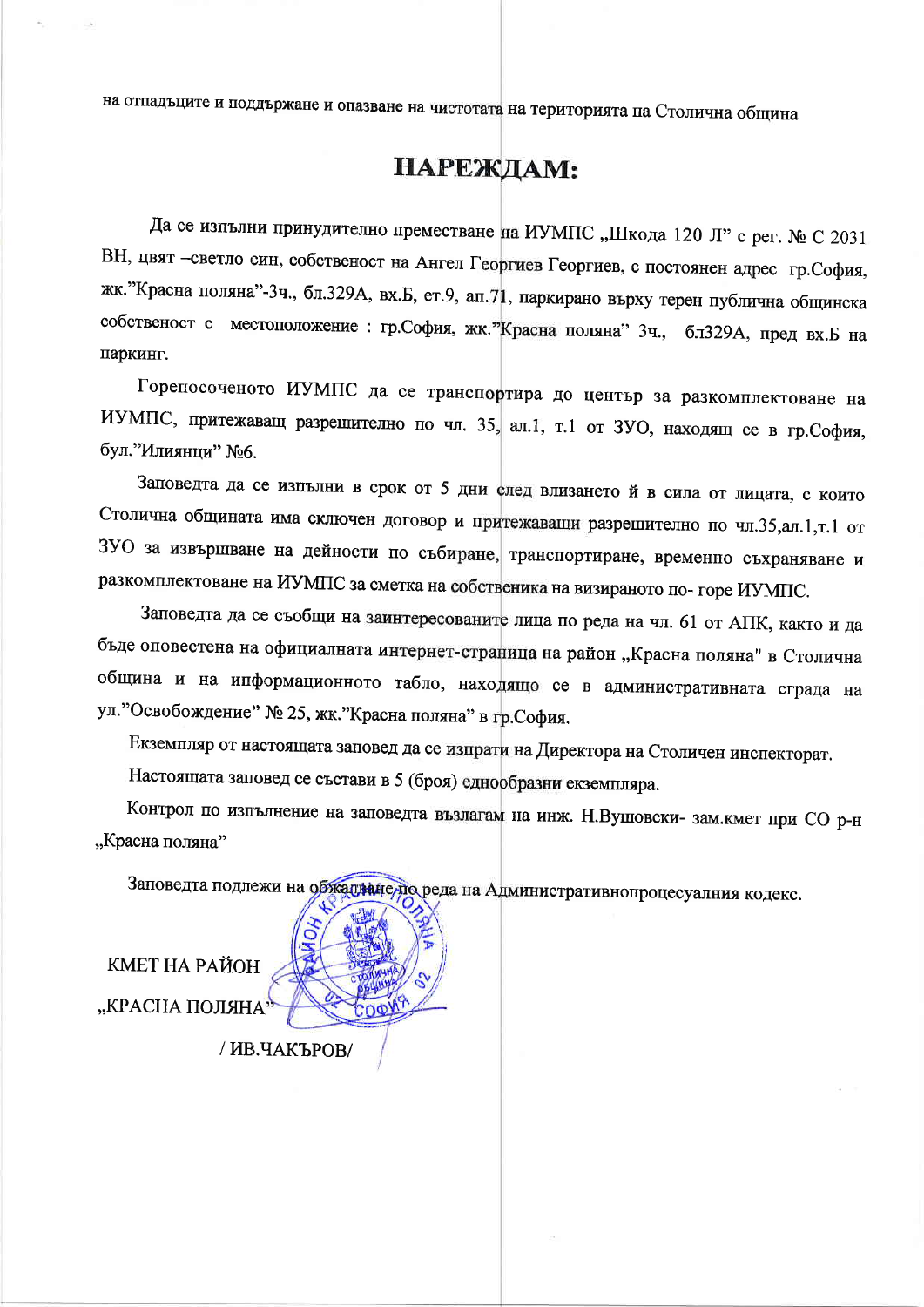на отпадъците и поддържане и опазване на чистотата на територията на Столична община

# НАРЕЖДАМ:

Да се изпълни принудително преместване на ИУМПС „Шкода 120 Л" с рег. № С 2031 ВН, цвят –светло син, собственост на Ангел Георгиев Георгиев, с постоянен адрес гр.София, жк."Красна поляна"-3ч., бл.329А, вх.Б, ет.9, ап.71, паркирано върху терен публична общинска собственост с местоположение : гр.София, жк."Красна поляна" 3ч., бл329А, пред вх.Б на паркинг.

Горепосоченото ИУМПС да се транспортира до център за разкомплектоване на ИУМПС, притежаващ разрешително по чл. 35, ал.1, т.1 от ЗУО, находящ се в гр.София, бул."Илиянци" №6.

Заповедта да се изпълни в срок от 5 дни след влизането й в сила от лицата, с които Столична общината има сключен договор и притежаващи разрешително по чл.35,ал.1,т.1 от ЗУО за извършване на дейности по събиране, транспортиране, временно съхраняване и разкомплектоване на ИУМПС за сметка на собственика на визираното по- горе ИУМПС.

Заповедта да се съобщи на заинтересованите лица по реда на чл. 61 от АПК, както и да бъде оповестена на официалната интернет-страница на район „Красна поляна" в Столична община и на информационното табло, находящо се в административната сграда на ул."Освобождение" № 25, жк."Красна поляна" в гр.София.

Екземпляр от настоящата заповед да се изпрати на Директора на Столичен инспекторат.

Настоящата заповед се състави в 5 (броя) еднообразни екземпляра.

Контрол по изпълнение на заповедта възлагам на инж. Н.Вушовски- зам.кмет при СО р-н „Красна поляна"

Заповедта подлежи на обжалване по реда на Административнопроцесуалния кодекс.

КМЕТ НА РАЙОН

„КРАСНА ПОЛЯНА"

/ ИВ.ЧАКЪРОВ/